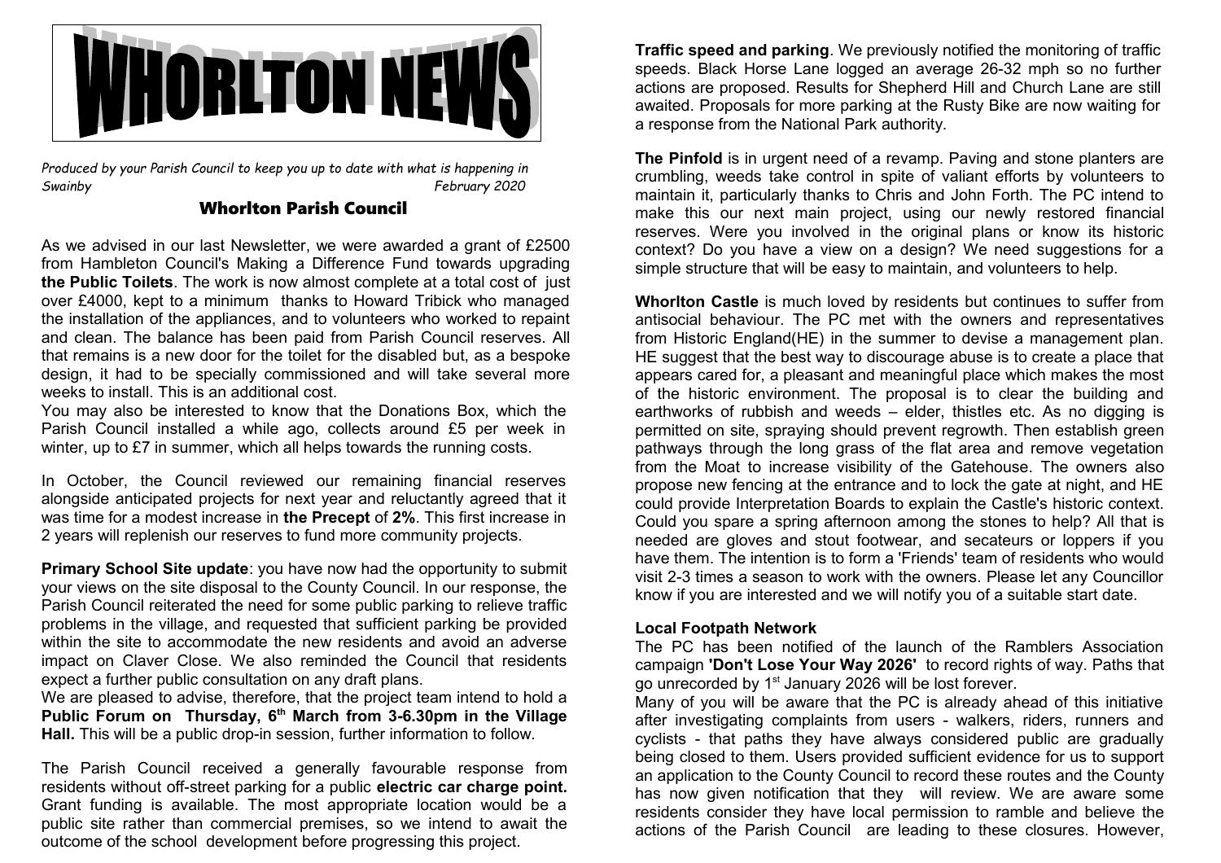# WHORLTON NEWS

*Produced by your Parish Council to keep you up to date with what is happening in Swainby* *February 2020*

## Whorlton Parish Council

As we advised in our last Newsletter, we were awarded a grant of £2500 from Hambleton Council's Making a Difference Fund towards upgrading **the Public Toilets**. The work is now almost complete at a total cost of just over £4000, kept to a minimum thanks to Howard Tribick who managed the installation of the appliances, and to volunteers who worked to repaint and clean. The balance has been paid from Parish Council reserves. All that remains is a new door for the toilet for the disabled but, as a bespoke design, it had to be specially commissioned and will take several more weeks to install. This is an additional cost.

You may also be interested to know that the Donations Box, which the Parish Council installed a while ago, collects around £5 per week in winter, up to £7 in summer, which all helps towards the running costs.

In October, the Council reviewed our remaining financial reserves alongside anticipated projects for next year and reluctantly agreed that it was time for a modest increase in **the Precept** of **2%**. This first increase in 2 years will replenish our reserves to fund more community projects.

**Primary School Site update**: you have now had the opportunity to submit your views on the site disposal to the County Council. In our response, the Parish Council reiterated the need for some public parking to relieve traffic problems in the village, and requested that sufficient parking be provided within the site to accommodate the new residents and avoid an adverse impact on Claver Close. We also reminded the Council that residents expect a further public consultation on any draft plans.

We are pleased to advise, therefore, that the project team intend to hold a **Public Forum on Thursday, 6th March from 3-6.30pm in the Village Hall.** This will be a public drop-in session, further information to follow.

The Parish Council received a generally favourable response from residents without off-street parking for a public **electric car charge point.** Grant funding is available. The most appropriate location would be a public site rather than commercial premises, so we intend to await the outcome of the school development before progressing this project.

**Traffic speed and parking**. We previously notified the monitoring of traffic speeds. Black Horse Lane logged an average 26-32 mph so no further actions are proposed. Results for Shepherd Hill and Church Lane are still awaited. Proposals for more parking at the Rusty Bike are now waiting for a response from the National Park authority.

**The Pinfold** is in urgent need of a revamp. Paving and stone planters are crumbling, weeds take control in spite of valiant efforts by volunteers to maintain it, particularly thanks to Chris and John Forth. The PC intend to make this our next main project, using our newly restored financial reserves. Were you involved in the original plans or know its historic context? Do you have a view on a design? We need suggestions for a simple structure that will be easy to maintain, and volunteers to help.

**Whorlton Castle** is much loved by residents but continues to suffer from antisocial behaviour. The PC met with the owners and representatives from Historic England(HE) in the summer to devise a management plan. HE suggest that the best way to discourage abuse is to create a place that appears cared for, a pleasant and meaningful place which makes the most of the historic environment. The proposal is to clear the building and earthworks of rubbish and weeds – elder, thistles etc. As no digging is permitted on site, spraying should prevent regrowth. Then establish green pathways through the long grass of the flat area and remove vegetation from the Moat to increase visibility of the Gatehouse. The owners also propose new fencing at the entrance and to lock the gate at night, and HE could provide Interpretation Boards to explain the Castle's historic context. Could you spare a spring afternoon among the stones to help? All that is needed are gloves and stout footwear, and secateurs or loppers if you have them. The intention is to form a 'Friends' team of residents who would visit 2-3 times a season to work with the owners. Please let any Councillor know if you are interested and we will notify you of a suitable start date.

**Local Footpath Network**

The PC has been notified of the launch of the Ramblers Association campaign **'Don't Lose Your Way 2026'** to record rights of way. Paths that go unrecorded by 1st January 2026 will be lost forever.

Many of you will be aware that the PC is already ahead of this initiative after investigating complaints from users - walkers, riders, runners and cyclists - that paths they have always considered public are gradually being closed to them. Users provided sufficient evidence for us to support an application to the County Council to record these routes and the County has now given notification that they will review. We are aware some residents consider they have local permission to ramble and believe the actions of the Parish Council are leading to these closures. However,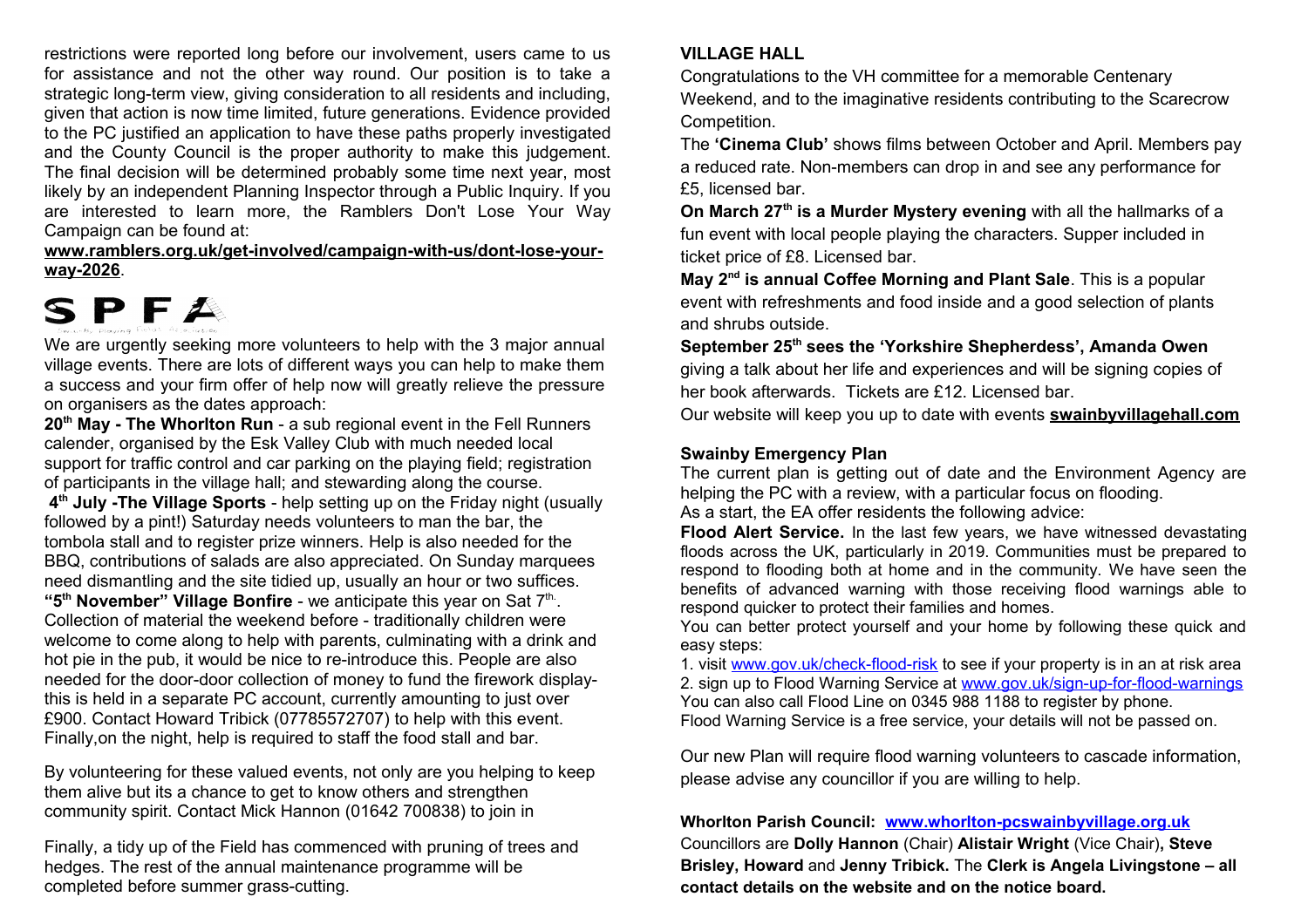restrictions were reported long before our involvement, users came to us for assistance and not the other way round. Our position is to take a strategic long-term view, giving consideration to all residents and including, given that action is now time limited, future generations. Evidence provided to the PC justified an application to have these paths properly investigated and the County Council is the proper authority to make this judgement. The final decision will be determined probably some time next year, most likely by an independent Planning Inspector through a Public Inquiry. If you are interested to learn more, the Ramblers Don't Lose Your Way Campaign can be found at:

**www.ramblers.org.uk/get-involved/campaign-with-us/dont-lose-your-way-2026**.

# SPFA

We are urgently seeking more volunteers to help with the 3 major annual village events. There are lots of different ways you can help to make them a success and your firm offer of help now will greatly relieve the pressure on organisers as the dates approach:

**20th May - The Whorlton Run** - a sub regional event in the Fell Runners calender, organised by the Esk Valley Club with much needed local support for traffic control and car parking on the playing field; registration of participants in the village hall; and stewarding along the course.

**4th July -The Village Sports** - help setting up on the Friday night (usually followed by a pint!) Saturday needs volunteers to man the bar, the tombola stall and to register prize winners. Help is also needed for the BBQ, contributions of salads are also appreciated. On Sunday marquees need dismantling and the site tidied up, usually an hour or two suffices.

**"5th November" Village Bonfire** - we anticipate this year on Sat 7th. Collection of material the weekend before - traditionally children were welcome to come along to help with parents, culminating with a drink and hot pie in the pub, it would be nice to re-introduce this. People are also needed for the door-door collection of money to fund the firework display- this is held in a separate PC account, currently amounting to just over £900. Contact Howard Tribick (07785572707) to help with this event. Finally,on the night, help is required to staff the food stall and bar.

By volunteering for these valued events, not only are you helping to keep them alive but its a chance to get to know others and strengthen community spirit. Contact Mick Hannon (01642 700838) to join in

Finally, a tidy up of the Field has commenced with pruning of trees and hedges. The rest of the annual maintenance programme will be completed before summer grass-cutting.

## VILLAGE HALL

Congratulations to the VH committee for a memorable Centenary Weekend, and to the imaginative residents contributing to the Scarecrow Competition.

The **'Cinema Club'** shows films between October and April. Members pay a reduced rate. Non-members can drop in and see any performance for £5, licensed bar.

**On March 27th is a Murder Mystery evening** with all the hallmarks of a fun event with local people playing the characters. Supper included in ticket price of £8. Licensed bar.

**May 2nd is annual Coffee Morning and Plant Sale**. This is a popular event with refreshments and food inside and a good selection of plants and shrubs outside.

**September 25th sees the 'Yorkshire Shepherdess', Amanda Owen** giving a talk about her life and experiences and will be signing copies of her book afterwards. Tickets are £12. Licensed bar.

Our website will keep you up to date with events **swainbyvillagehall.com**

## Swainby Emergency Plan

The current plan is getting out of date and the Environment Agency are helping the PC with a review, with a particular focus on flooding.

As a start, the EA offer residents the following advice:

**Flood Alert Service.** In the last few years, we have witnessed devastating floods across the UK, particularly in 2019. Communities must be prepared to respond to flooding both at home and in the community. We have seen the benefits of advanced warning with those receiving flood warnings able to respond quicker to protect their families and homes.

You can better protect yourself and your home by following these quick and easy steps:

1. visit www.gov.uk/check-flood-risk to see if your property is in an at risk area
2. sign up to Flood Warning Service at www.gov.uk/sign-up-for-flood-warnings

You can also call Flood Line on 0345 988 1188 to register by phone.
Flood Warning Service is a free service, your details will not be passed on.

Our new Plan will require flood warning volunteers to cascade information, please advise any councillor if you are willing to help.

**Whorlton Parish Council: www.whorlton-pcswainbyvillage.org.uk**

Councillors are **Dolly Hannon** (Chair) **Alistair Wright** (Vice Chair)**, Steve Brisley, Howard** and **Jenny Tribick.** The **Clerk is Angela Livingstone – all contact details on the website and on the notice board.**